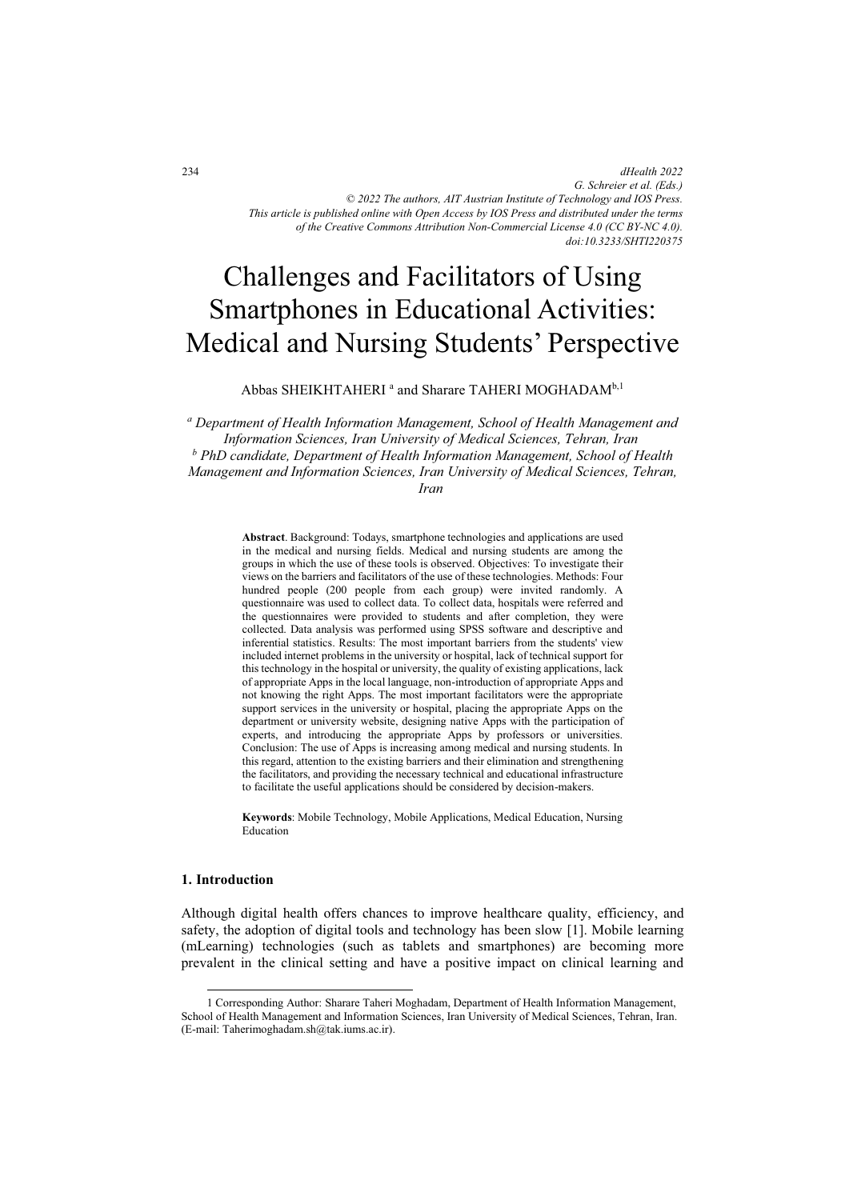dHealth 2022
G. Schreier et al. (Eds.)
© 2022 The authors, AIT Austrian Institute of Technology and IOS Press.
This article is published online with Open Access by IOS Press and distributed under the terms of the Creative Commons Attribution Non-Commercial License 4.0 (CC BY-NC 4.0).
doi:10.3233/SHTI220375

# Challenges and Facilitators of Using Smartphones in Educational Activities: Medical and Nursing Students' Perspective

Abbas SHEIKHTAHERI [a] and Sharare TAHERI MOGHADAM[b,1]

[a] *Department of Health Information Management, School of Health Management and Information Sciences, Iran University of Medical Sciences, Tehran, Iran*
[b] *PhD candidate, Department of Health Information Management, School of Health Management and Information Sciences, Iran University of Medical Sciences, Tehran, Iran*

**Abstract**. Background: Todays, smartphone technologies and applications are used in the medical and nursing fields. Medical and nursing students are among the groups in which the use of these tools is observed. Objectives: To investigate their views on the barriers and facilitators of the use of these technologies. Methods: Four hundred people (200 people from each group) were invited randomly. A questionnaire was used to collect data. To collect data, hospitals were referred and the questionnaires were provided to students and after completion, they were collected. Data analysis was performed using SPSS software and descriptive and inferential statistics. Results: The most important barriers from the students' view included internet problems in the university or hospital, lack of technical support for this technology in the hospital or university, the quality of existing applications, lack of appropriate Apps in the local language, non-introduction of appropriate Apps and not knowing the right Apps. The most important facilitators were the appropriate support services in the university or hospital, placing the appropriate Apps on the department or university website, designing native Apps with the participation of experts, and introducing the appropriate Apps by professors or universities. Conclusion: The use of Apps is increasing among medical and nursing students. In this regard, attention to the existing barriers and their elimination and strengthening the facilitators, and providing the necessary technical and educational infrastructure to facilitate the useful applications should be considered by decision-makers.

**Keywords**: Mobile Technology, Mobile Applications, Medical Education, Nursing Education

## 1. Introduction

Although digital health offers chances to improve healthcare quality, efficiency, and safety, the adoption of digital tools and technology has been slow [1]. Mobile learning (mLearning) technologies (such as tablets and smartphones) are becoming more prevalent in the clinical setting and have a positive impact on clinical learning and

---

1 Corresponding Author: Sharare Taheri Moghadam, Department of Health Information Management, School of Health Management and Information Sciences, Iran University of Medical Sciences, Tehran, Iran. (E-mail: Taherimoghadam.sh@tak.iums.ac.ir).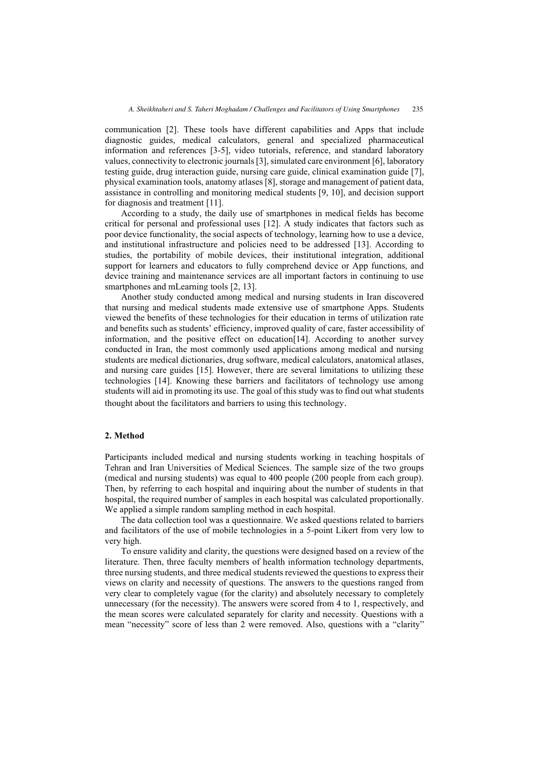communication [2]. These tools have different capabilities and Apps that include diagnostic guides, medical calculators, general and specialized pharmaceutical information and references [3-5], video tutorials, reference, and standard laboratory values, connectivity to electronic journals [3], simulated care environment [6], laboratory testing guide, drug interaction guide, nursing care guide, clinical examination guide [7], physical examination tools, anatomy atlases [8], storage and management of patient data, assistance in controlling and monitoring medical students [9, 10], and decision support for diagnosis and treatment [11].

According to a study, the daily use of smartphones in medical fields has become critical for personal and professional uses [12]. A study indicates that factors such as poor device functionality, the social aspects of technology, learning how to use a device, and institutional infrastructure and policies need to be addressed [13]. According to studies, the portability of mobile devices, their institutional integration, additional support for learners and educators to fully comprehend device or App functions, and device training and maintenance services are all important factors in continuing to use smartphones and mLearning tools [2, 13].

Another study conducted among medical and nursing students in Iran discovered that nursing and medical students made extensive use of smartphone Apps. Students viewed the benefits of these technologies for their education in terms of utilization rate and benefits such as students' efficiency, improved quality of care, faster accessibility of information, and the positive effect on education[14]. According to another survey conducted in Iran, the most commonly used applications among medical and nursing students are medical dictionaries, drug software, medical calculators, anatomical atlases, and nursing care guides [15]. However, there are several limitations to utilizing these technologies [14]. Knowing these barriers and facilitators of technology use among students will aid in promoting its use. The goal of this study was to find out what students thought about the facilitators and barriers to using this technology.

## 2. Method

Participants included medical and nursing students working in teaching hospitals of Tehran and Iran Universities of Medical Sciences. The sample size of the two groups (medical and nursing students) was equal to 400 people (200 people from each group). Then, by referring to each hospital and inquiring about the number of students in that hospital, the required number of samples in each hospital was calculated proportionally. We applied a simple random sampling method in each hospital.

The data collection tool was a questionnaire. We asked questions related to barriers and facilitators of the use of mobile technologies in a 5-point Likert from very low to very high.

To ensure validity and clarity, the questions were designed based on a review of the literature. Then, three faculty members of health information technology departments, three nursing students, and three medical students reviewed the questions to express their views on clarity and necessity of questions. The answers to the questions ranged from very clear to completely vague (for the clarity) and absolutely necessary to completely unnecessary (for the necessity). The answers were scored from 4 to 1, respectively, and the mean scores were calculated separately for clarity and necessity. Questions with a mean "necessity" score of less than 2 were removed. Also, questions with a "clarity"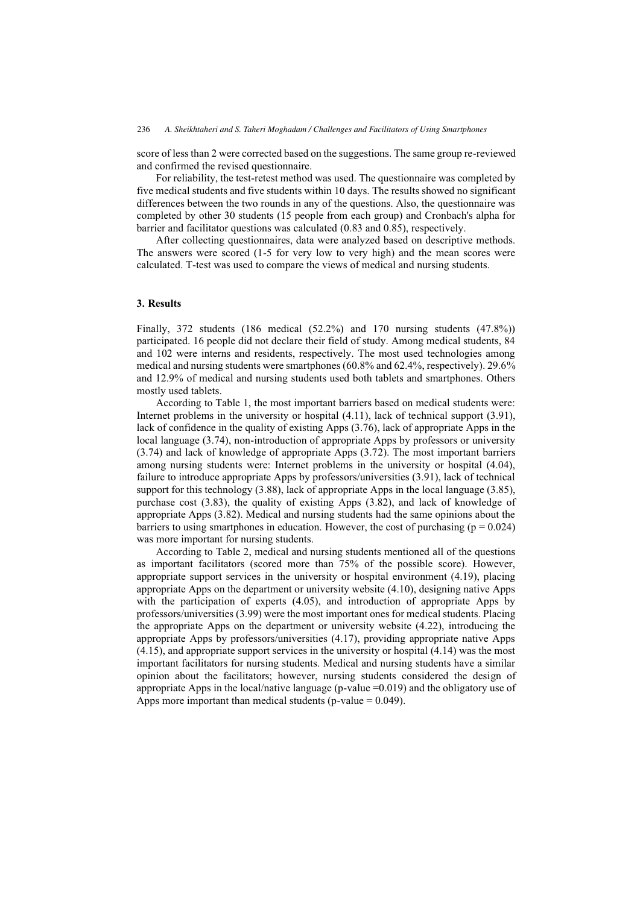score of less than 2 were corrected based on the suggestions. The same group re-reviewed and confirmed the revised questionnaire.

For reliability, the test-retest method was used. The questionnaire was completed by five medical students and five students within 10 days. The results showed no significant differences between the two rounds in any of the questions. Also, the questionnaire was completed by other 30 students (15 people from each group) and Cronbach's alpha for barrier and facilitator questions was calculated (0.83 and 0.85), respectively.

After collecting questionnaires, data were analyzed based on descriptive methods. The answers were scored (1-5 for very low to very high) and the mean scores were calculated. T-test was used to compare the views of medical and nursing students.

## 3. Results

Finally, 372 students (186 medical (52.2%) and 170 nursing students (47.8%)) participated. 16 people did not declare their field of study. Among medical students, 84 and 102 were interns and residents, respectively. The most used technologies among medical and nursing students were smartphones (60.8% and 62.4%, respectively). 29.6% and 12.9% of medical and nursing students used both tablets and smartphones. Others mostly used tablets.

According to Table 1, the most important barriers based on medical students were: Internet problems in the university or hospital (4.11), lack of technical support (3.91), lack of confidence in the quality of existing Apps (3.76), lack of appropriate Apps in the local language (3.74), non-introduction of appropriate Apps by professors or university (3.74) and lack of knowledge of appropriate Apps (3.72). The most important barriers among nursing students were: Internet problems in the university or hospital (4.04), failure to introduce appropriate Apps by professors/universities (3.91), lack of technical support for this technology (3.88), lack of appropriate Apps in the local language (3.85), purchase cost (3.83), the quality of existing Apps (3.82), and lack of knowledge of appropriate Apps (3.82). Medical and nursing students had the same opinions about the barriers to using smartphones in education. However, the cost of purchasing ($p = 0.024$) was more important for nursing students.

According to Table 2, medical and nursing students mentioned all of the questions as important facilitators (scored more than 75% of the possible score). However, appropriate support services in the university or hospital environment (4.19), placing appropriate Apps on the department or university website (4.10), designing native Apps with the participation of experts (4.05), and introduction of appropriate Apps by professors/universities (3.99) were the most important ones for medical students. Placing the appropriate Apps on the department or university website (4.22), introducing the appropriate Apps by professors/universities (4.17), providing appropriate native Apps (4.15), and appropriate support services in the university or hospital (4.14) was the most important facilitators for nursing students. Medical and nursing students have a similar opinion about the facilitators; however, nursing students considered the design of appropriate Apps in the local/native language (p-value =0.019) and the obligatory use of Apps more important than medical students (p-value = 0.049).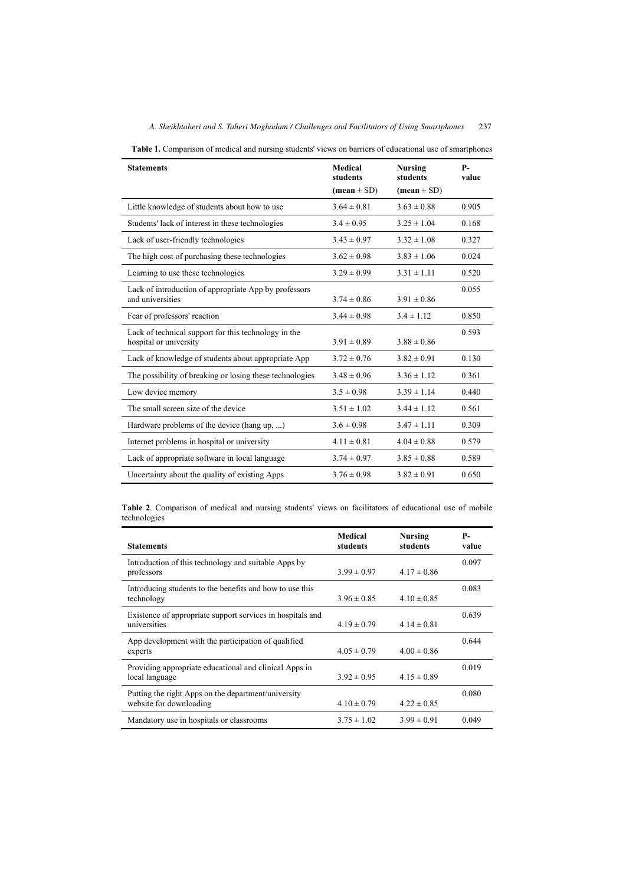**Table 1.** Comparison of medical and nursing students' views on barriers of educational use of smartphones

| Statements | Medical students (mean ± SD) | Nursing students (mean ± SD) | P-value |
|---|---|---|---|
| Little knowledge of students about how to use | 3.64 ± 0.81 | 3.63 ± 0.88 | 0.905 |
| Students' lack of interest in these technologies | 3.4 ± 0.95 | 3.25 ± 1.04 | 0.168 |
| Lack of user-friendly technologies | 3.43 ± 0.97 | 3.32 ± 1.08 | 0.327 |
| The high cost of purchasing these technologies | 3.62 ± 0.98 | 3.83 ± 1.06 | 0.024 |
| Learning to use these technologies | 3.29 ± 0.99 | 3.31 ± 1.11 | 0.520 |
| Lack of introduction of appropriate App by professors and universities | 3.74 ± 0.86 | 3.91 ± 0.86 | 0.055 |
| Fear of professors' reaction | 3.44 ± 0.98 | 3.4 ± 1.12 | 0.850 |
| Lack of technical support for this technology in the hospital or university | 3.91 ± 0.89 | 3.88 ± 0.86 | 0.593 |
| Lack of knowledge of students about appropriate App | 3.72 ± 0.76 | 3.82 ± 0.91 | 0.130 |
| The possibility of breaking or losing these technologies | 3.48 ± 0.96 | 3.36 ± 1.12 | 0.361 |
| Low device memory | 3.5 ± 0.98 | 3.39 ± 1.14 | 0.440 |
| The small screen size of the device | 3.51 ± 1.02 | 3.44 ± 1.12 | 0.561 |
| Hardware problems of the device (hang up, ...) | 3.6 ± 0.98 | 3.47 ± 1.11 | 0.309 |
| Internet problems in hospital or university | 4.11 ± 0.81 | 4.04 ± 0.88 | 0.579 |
| Lack of appropriate software in local language | 3.74 ± 0.97 | 3.85 ± 0.88 | 0.589 |
| Uncertainty about the quality of existing Apps | 3.76 ± 0.98 | 3.82 ± 0.91 | 0.650 |

**Table 2**. Comparison of medical and nursing students' views on facilitators of educational use of mobile technologies

| Statements | Medical students | Nursing students | P-value |
|---|---|---|---|
| Introduction of this technology and suitable Apps by professors | 3.99 ± 0.97 | 4.17 ± 0.86 | 0.097 |
| Introducing students to the benefits and how to use this technology | 3.96 ± 0.85 | 4.10 ± 0.85 | 0.083 |
| Existence of appropriate support services in hospitals and universities | 4.19 ± 0.79 | 4.14 ± 0.81 | 0.639 |
| App development with the participation of qualified experts | 4.05 ± 0.79 | 4.00 ± 0.86 | 0.644 |
| Providing appropriate educational and clinical Apps in local language | 3.92 ± 0.95 | 4.15 ± 0.89 | 0.019 |
| Putting the right Apps on the department/university website for downloading | 4.10 ± 0.79 | 4.22 ± 0.85 | 0.080 |
| Mandatory use in hospitals or classrooms | 3.75 ± 1.02 | 3.99 ± 0.91 | 0.049 |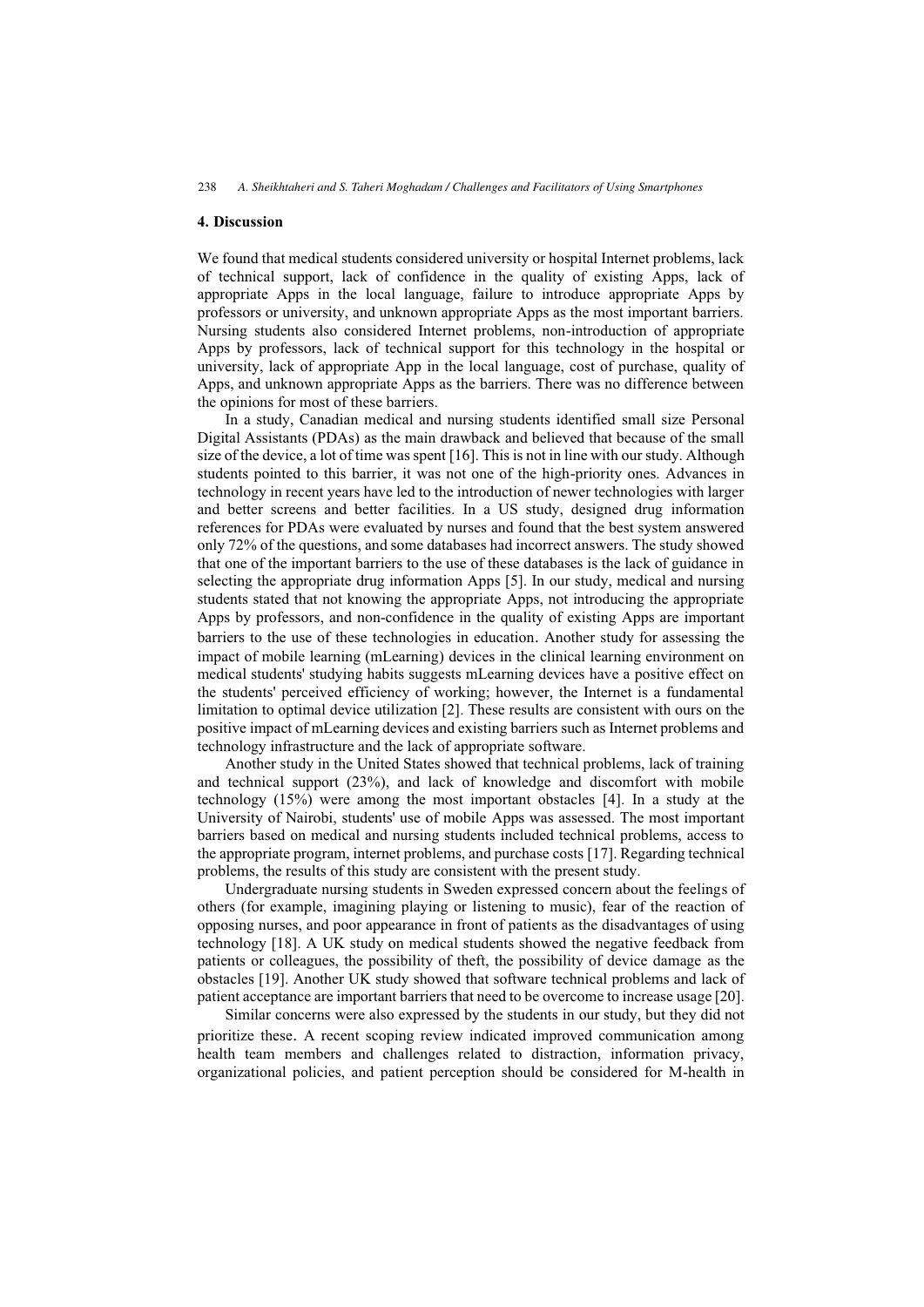## 4. Discussion

We found that medical students considered university or hospital Internet problems, lack of technical support, lack of confidence in the quality of existing Apps, lack of appropriate Apps in the local language, failure to introduce appropriate Apps by professors or university, and unknown appropriate Apps as the most important barriers. Nursing students also considered Internet problems, non-introduction of appropriate Apps by professors, lack of technical support for this technology in the hospital or university, lack of appropriate App in the local language, cost of purchase, quality of Apps, and unknown appropriate Apps as the barriers. There was no difference between the opinions for most of these barriers.

In a study, Canadian medical and nursing students identified small size Personal Digital Assistants (PDAs) as the main drawback and believed that because of the small size of the device, a lot of time was spent [16]. This is not in line with our study. Although students pointed to this barrier, it was not one of the high-priority ones. Advances in technology in recent years have led to the introduction of newer technologies with larger and better screens and better facilities. In a US study, designed drug information references for PDAs were evaluated by nurses and found that the best system answered only 72% of the questions, and some databases had incorrect answers. The study showed that one of the important barriers to the use of these databases is the lack of guidance in selecting the appropriate drug information Apps [5]. In our study, medical and nursing students stated that not knowing the appropriate Apps, not introducing the appropriate Apps by professors, and non-confidence in the quality of existing Apps are important barriers to the use of these technologies in education. Another study for assessing the impact of mobile learning (mLearning) devices in the clinical learning environment on medical students' studying habits suggests mLearning devices have a positive effect on the students' perceived efficiency of working; however, the Internet is a fundamental limitation to optimal device utilization [2]. These results are consistent with ours on the positive impact of mLearning devices and existing barriers such as Internet problems and technology infrastructure and the lack of appropriate software.

Another study in the United States showed that technical problems, lack of training and technical support (23%), and lack of knowledge and discomfort with mobile technology (15%) were among the most important obstacles [4]. In a study at the University of Nairobi, students' use of mobile Apps was assessed. The most important barriers based on medical and nursing students included technical problems, access to the appropriate program, internet problems, and purchase costs [17]. Regarding technical problems, the results of this study are consistent with the present study.

Undergraduate nursing students in Sweden expressed concern about the feelings of others (for example, imagining playing or listening to music), fear of the reaction of opposing nurses, and poor appearance in front of patients as the disadvantages of using technology [18]. A UK study on medical students showed the negative feedback from patients or colleagues, the possibility of theft, the possibility of device damage as the obstacles [19]. Another UK study showed that software technical problems and lack of patient acceptance are important barriers that need to be overcome to increase usage [20].

Similar concerns were also expressed by the students in our study, but they did not prioritize these. A recent scoping review indicated improved communication among health team members and challenges related to distraction, information privacy, organizational policies, and patient perception should be considered for M-health in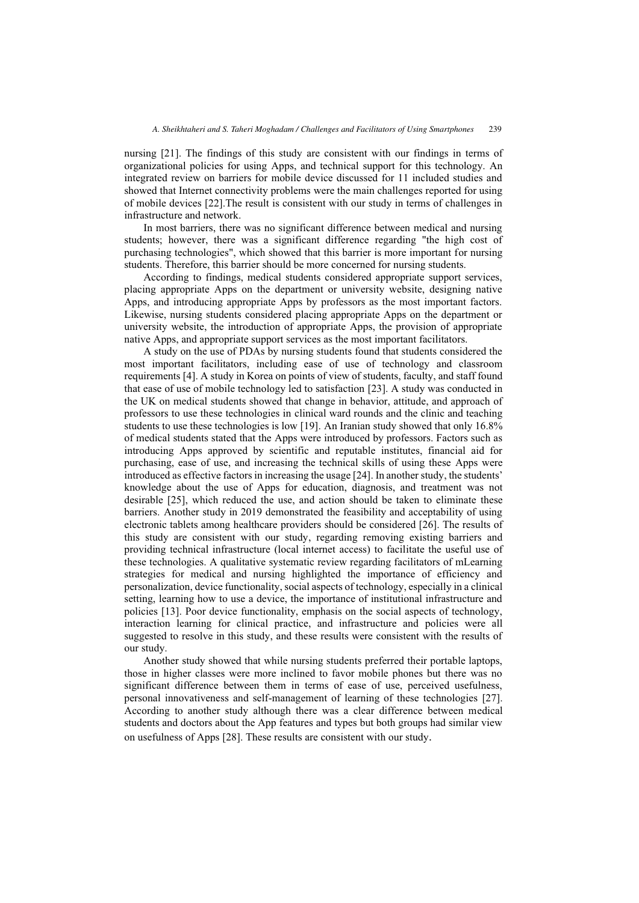nursing [21]. The findings of this study are consistent with our findings in terms of organizational policies for using Apps, and technical support for this technology. An integrated review on barriers for mobile device discussed for 11 included studies and showed that Internet connectivity problems were the main challenges reported for using of mobile devices [22].The result is consistent with our study in terms of challenges in infrastructure and network.

In most barriers, there was no significant difference between medical and nursing students; however, there was a significant difference regarding "the high cost of purchasing technologies", which showed that this barrier is more important for nursing students. Therefore, this barrier should be more concerned for nursing students.

According to findings, medical students considered appropriate support services, placing appropriate Apps on the department or university website, designing native Apps, and introducing appropriate Apps by professors as the most important factors. Likewise, nursing students considered placing appropriate Apps on the department or university website, the introduction of appropriate Apps, the provision of appropriate native Apps, and appropriate support services as the most important facilitators.

A study on the use of PDAs by nursing students found that students considered the most important facilitators, including ease of use of technology and classroom requirements [4]. A study in Korea on points of view of students, faculty, and staff found that ease of use of mobile technology led to satisfaction [23]. A study was conducted in the UK on medical students showed that change in behavior, attitude, and approach of professors to use these technologies in clinical ward rounds and the clinic and teaching students to use these technologies is low [19]. An Iranian study showed that only 16.8% of medical students stated that the Apps were introduced by professors. Factors such as introducing Apps approved by scientific and reputable institutes, financial aid for purchasing, ease of use, and increasing the technical skills of using these Apps were introduced as effective factors in increasing the usage [24]. In another study, the students' knowledge about the use of Apps for education, diagnosis, and treatment was not desirable [25], which reduced the use, and action should be taken to eliminate these barriers. Another study in 2019 demonstrated the feasibility and acceptability of using electronic tablets among healthcare providers should be considered [26]. The results of this study are consistent with our study, regarding removing existing barriers and providing technical infrastructure (local internet access) to facilitate the useful use of these technologies. A qualitative systematic review regarding facilitators of mLearning strategies for medical and nursing highlighted the importance of efficiency and personalization, device functionality, social aspects of technology, especially in a clinical setting, learning how to use a device, the importance of institutional infrastructure and policies [13]. Poor device functionality, emphasis on the social aspects of technology, interaction learning for clinical practice, and infrastructure and policies were all suggested to resolve in this study, and these results were consistent with the results of our study.

Another study showed that while nursing students preferred their portable laptops, those in higher classes were more inclined to favor mobile phones but there was no significant difference between them in terms of ease of use, perceived usefulness, personal innovativeness and self-management of learning of these technologies [27]. According to another study although there was a clear difference between medical students and doctors about the App features and types but both groups had similar view on usefulness of Apps [28]. These results are consistent with our study.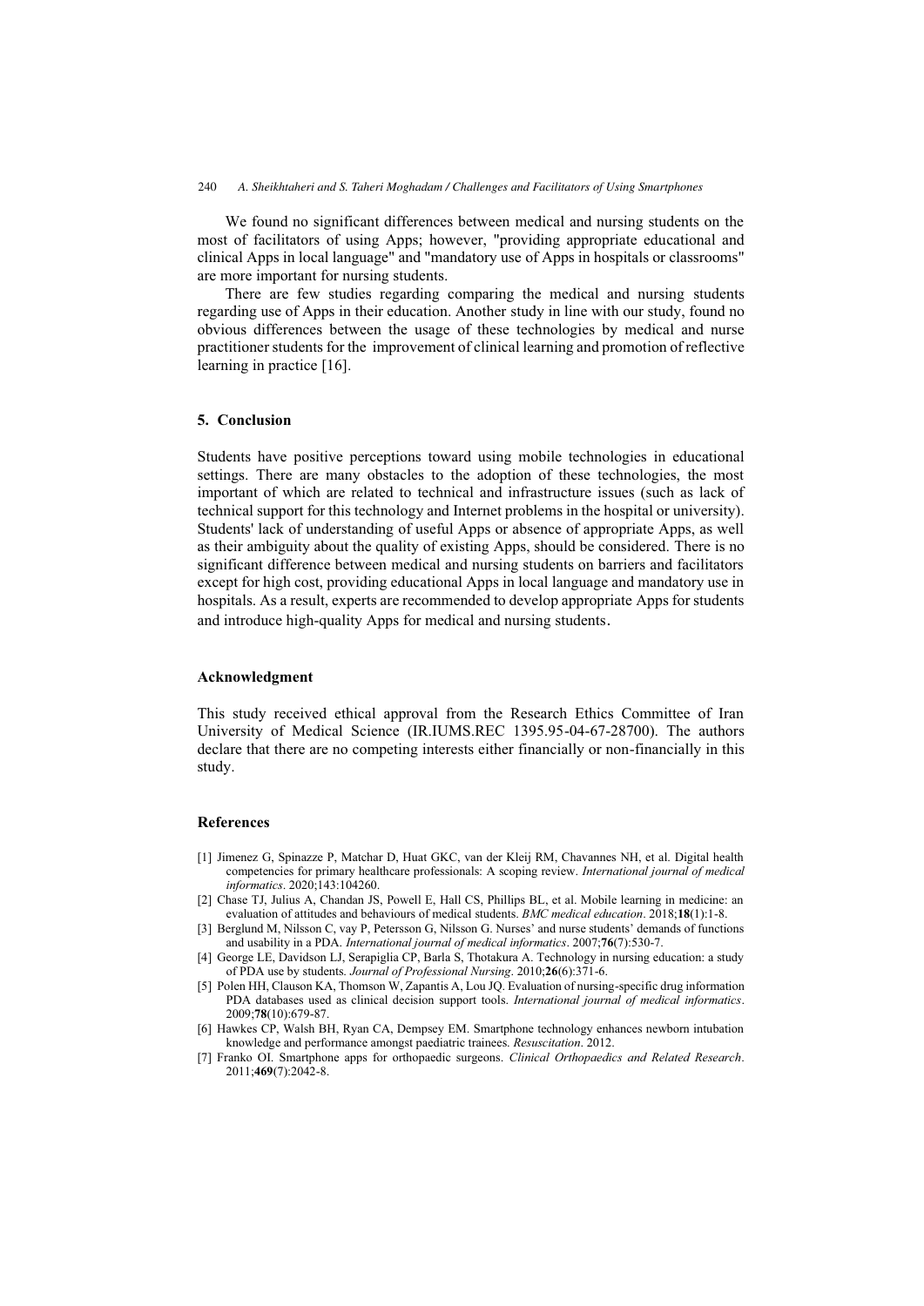We found no significant differences between medical and nursing students on the most of facilitators of using Apps; however, "providing appropriate educational and clinical Apps in local language" and "mandatory use of Apps in hospitals or classrooms" are more important for nursing students.

There are few studies regarding comparing the medical and nursing students regarding use of Apps in their education. Another study in line with our study, found no obvious differences between the usage of these technologies by medical and nurse practitioner students for the improvement of clinical learning and promotion of reflective learning in practice [16].

## 5. Conclusion

Students have positive perceptions toward using mobile technologies in educational settings. There are many obstacles to the adoption of these technologies, the most important of which are related to technical and infrastructure issues (such as lack of technical support for this technology and Internet problems in the hospital or university). Students' lack of understanding of useful Apps or absence of appropriate Apps, as well as their ambiguity about the quality of existing Apps, should be considered. There is no significant difference between medical and nursing students on barriers and facilitators except for high cost, providing educational Apps in local language and mandatory use in hospitals. As a result, experts are recommended to develop appropriate Apps for students and introduce high-quality Apps for medical and nursing students.

## Acknowledgment

This study received ethical approval from the Research Ethics Committee of Iran University of Medical Science (IR.IUMS.REC 1395.95-04-67-28700). The authors declare that there are no competing interests either financially or non-financially in this study.

## References

[1] Jimenez G, Spinazze P, Matchar D, Huat GKC, van der Kleij RM, Chavannes NH, et al. Digital health competencies for primary healthcare professionals: A scoping review. *International journal of medical informatics*. 2020;143:104260.

[2] Chase TJ, Julius A, Chandan JS, Powell E, Hall CS, Phillips BL, et al. Mobile learning in medicine: an evaluation of attitudes and behaviours of medical students. *BMC medical education*. 2018;**18**(1):1-8.

[3] Berglund M, Nilsson C, vay P, Petersson G, Nilsson G. Nurses' and nurse students' demands of functions and usability in a PDA. *International journal of medical informatics*. 2007;**76**(7):530-7.

[4] George LE, Davidson LJ, Serapiglia CP, Barla S, Thotakura A. Technology in nursing education: a study of PDA use by students. *Journal of Professional Nursing*. 2010;**26**(6):371-6.

[5] Polen HH, Clauson KA, Thomson W, Zapantis A, Lou JQ. Evaluation of nursing-specific drug information PDA databases used as clinical decision support tools. *International journal of medical informatics*. 2009;**78**(10):679-87.

[6] Hawkes CP, Walsh BH, Ryan CA, Dempsey EM. Smartphone technology enhances newborn intubation knowledge and performance amongst paediatric trainees. *Resuscitation*. 2012.

[7] Franko OI. Smartphone apps for orthopaedic surgeons. *Clinical Orthopaedics and Related Research*. 2011;**469**(7):2042-8.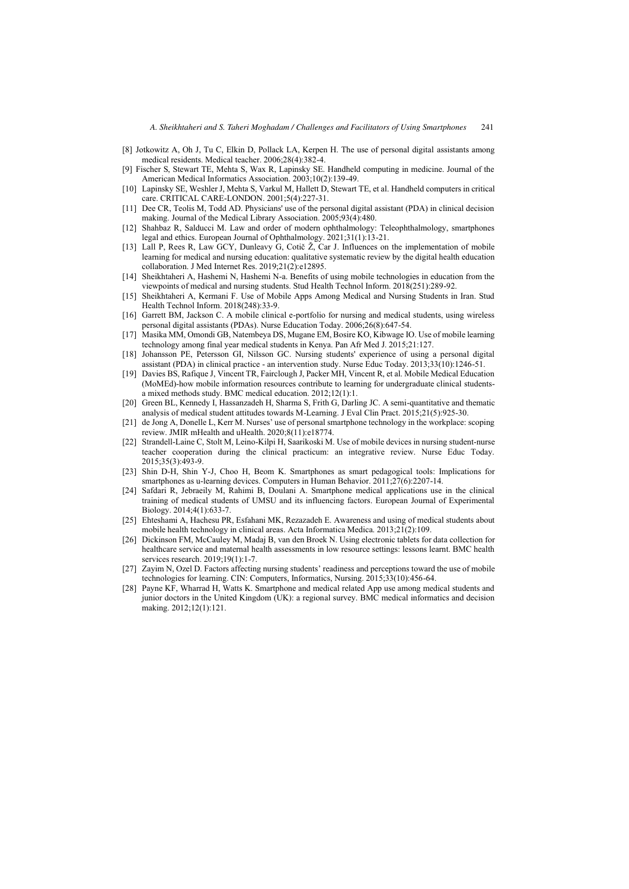[8] Jotkowitz A, Oh J, Tu C, Elkin D, Pollack LA, Kerpen H. The use of personal digital assistants among medical residents. Medical teacher. 2006;28(4):382-4.

[9] Fischer S, Stewart TE, Mehta S, Wax R, Lapinsky SE. Handheld computing in medicine. Journal of the American Medical Informatics Association. 2003;10(2):139-49.

[10] Lapinsky SE, Weshler J, Mehta S, Varkul M, Hallett D, Stewart TE, et al. Handheld computers in critical care. CRITICAL CARE-LONDON. 2001;5(4):227-31.

[11] Dee CR, Teolis M, Todd AD. Physicians' use of the personal digital assistant (PDA) in clinical decision making. Journal of the Medical Library Association. 2005;93(4):480.

[12] Shahbaz R, Salducci M. Law and order of modern ophthalmology: Teleophthalmology, smartphones legal and ethics. European Journal of Ophthalmology. 2021;31(1):13-21.

[13] Lall P, Rees R, Law GCY, Dunleavy G, Cotič Ž, Car J. Influences on the implementation of mobile learning for medical and nursing education: qualitative systematic review by the digital health education collaboration. J Med Internet Res. 2019;21(2):e12895.

[14] Sheikhtaheri A, Hashemi N, Hashemi N-a. Benefits of using mobile technologies in education from the viewpoints of medical and nursing students. Stud Health Technol Inform. 2018(251):289-92.

[15] Sheikhtaheri A, Kermani F. Use of Mobile Apps Among Medical and Nursing Students in Iran. Stud Health Technol Inform. 2018(248):33-9.

[16] Garrett BM, Jackson C. A mobile clinical e-portfolio for nursing and medical students, using wireless personal digital assistants (PDAs). Nurse Education Today. 2006;26(8):647-54.

[17] Masika MM, Omondi GB, Natembeya DS, Mugane EM, Bosire KO, Kibwage IO. Use of mobile learning technology among final year medical students in Kenya. Pan Afr Med J. 2015;21:127.

[18] Johansson PE, Petersson GI, Nilsson GC. Nursing students' experience of using a personal digital assistant (PDA) in clinical practice - an intervention study. Nurse Educ Today. 2013;33(10):1246-51.

[19] Davies BS, Rafique J, Vincent TR, Fairclough J, Packer MH, Vincent R, et al. Mobile Medical Education (MoMEd)-how mobile information resources contribute to learning for undergraduate clinical students-a mixed methods study. BMC medical education. 2012;12(1):1.

[20] Green BL, Kennedy I, Hassanzadeh H, Sharma S, Frith G, Darling JC. A semi-quantitative and thematic analysis of medical student attitudes towards M-Learning. J Eval Clin Pract. 2015;21(5):925-30.

[21] de Jong A, Donelle L, Kerr M. Nurses' use of personal smartphone technology in the workplace: scoping review. JMIR mHealth and uHealth. 2020;8(11):e18774.

[22] Strandell-Laine C, Stolt M, Leino-Kilpi H, Saarikoski M. Use of mobile devices in nursing student-nurse teacher cooperation during the clinical practicum: an integrative review. Nurse Educ Today. 2015;35(3):493-9.

[23] Shin D-H, Shin Y-J, Choo H, Beom K. Smartphones as smart pedagogical tools: Implications for smartphones as u-learning devices. Computers in Human Behavior. 2011;27(6):2207-14.

[24] Safdari R, Jebraeily M, Rahimi B, Doulani A. Smartphone medical applications use in the clinical training of medical students of UMSU and its influencing factors. European Journal of Experimental Biology. 2014;4(1):633-7.

[25] Ehteshami A, Hachesu PR, Esfahani MK, Rezazadeh E. Awareness and using of medical students about mobile health technology in clinical areas. Acta Informatica Medica. 2013;21(2):109.

[26] Dickinson FM, McCauley M, Madaj B, van den Broek N. Using electronic tablets for data collection for healthcare service and maternal health assessments in low resource settings: lessons learnt. BMC health services research. 2019;19(1):1-7.

[27] Zayim N, Ozel D. Factors affecting nursing students' readiness and perceptions toward the use of mobile technologies for learning. CIN: Computers, Informatics, Nursing. 2015;33(10):456-64.

[28] Payne KF, Wharrad H, Watts K. Smartphone and medical related App use among medical students and junior doctors in the United Kingdom (UK): a regional survey. BMC medical informatics and decision making. 2012;12(1):121.